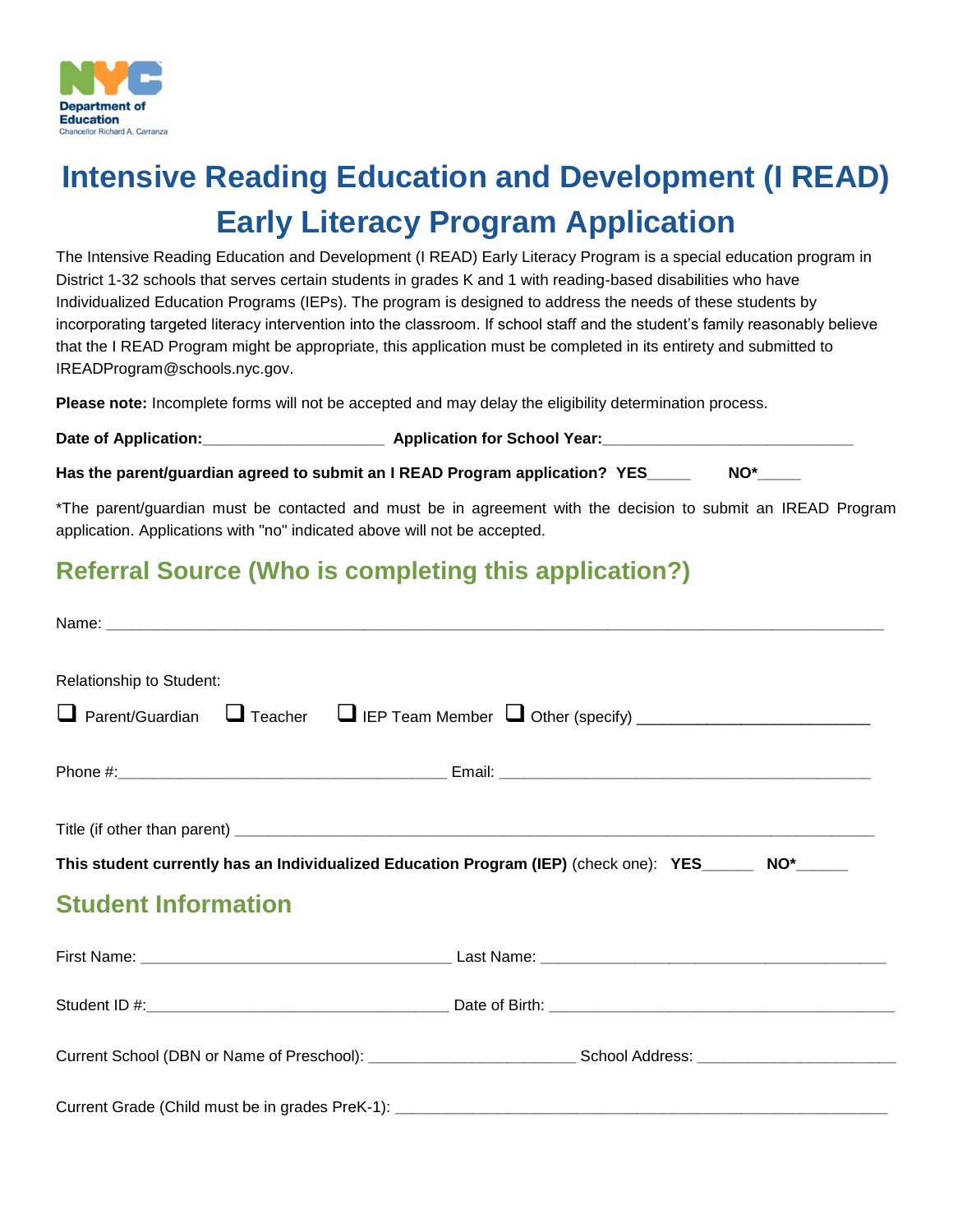Department of Education
Chancellor Richard A. Carranza

# Intensive Reading Education and Development (I READ) Early Literacy Program Application

The Intensive Reading Education and Development (I READ) Early Literacy Program is a special education program in District 1-32 schools that serves certain students in grades K and 1 with reading-based disabilities who have Individualized Education Programs (IEPs). The program is designed to address the needs of these students by incorporating targeted literacy intervention into the classroom. If school staff and the student's family reasonably believe that the I READ Program might be appropriate, this application must be completed in its entirety and submitted to IREADProgram@schools.nyc.gov.

**Please note:** Incomplete forms will not be accepted and may delay the eligibility determination process.

**Date of Application:**____________________ **Application for School Year:**___________________________

**Has the parent/guardian agreed to submit an I READ Program application? YES**_____ **NO***_____

*The parent/guardian must be contacted and must be in agreement with the decision to submit an IREAD Program application. Applications with "no" indicated above will not be accepted.

## Referral Source (Who is completing this application?)

Name: ________________________________________________________________________________

Relationship to Student:

☐ Parent/Guardian ☐ Teacher ☐ IEP Team Member ☐ Other (specify) __________________________

Phone #:____________________________________ Email: __________________________________________

Title (if other than parent) ___________________________________________________________________

**This student currently has an Individualized Education Program (IEP)** (check one): **YES**______ **NO***______

## Student Information

First Name: ___________________________________ Last Name: ________________________________________

Student ID #:__________________________________ Date of Birth: _______________________________________

Current School (DBN or Name of Preschool): _______________________ School Address: ______________________

Current Grade (Child must be in grades PreK-1): ________________________________________________________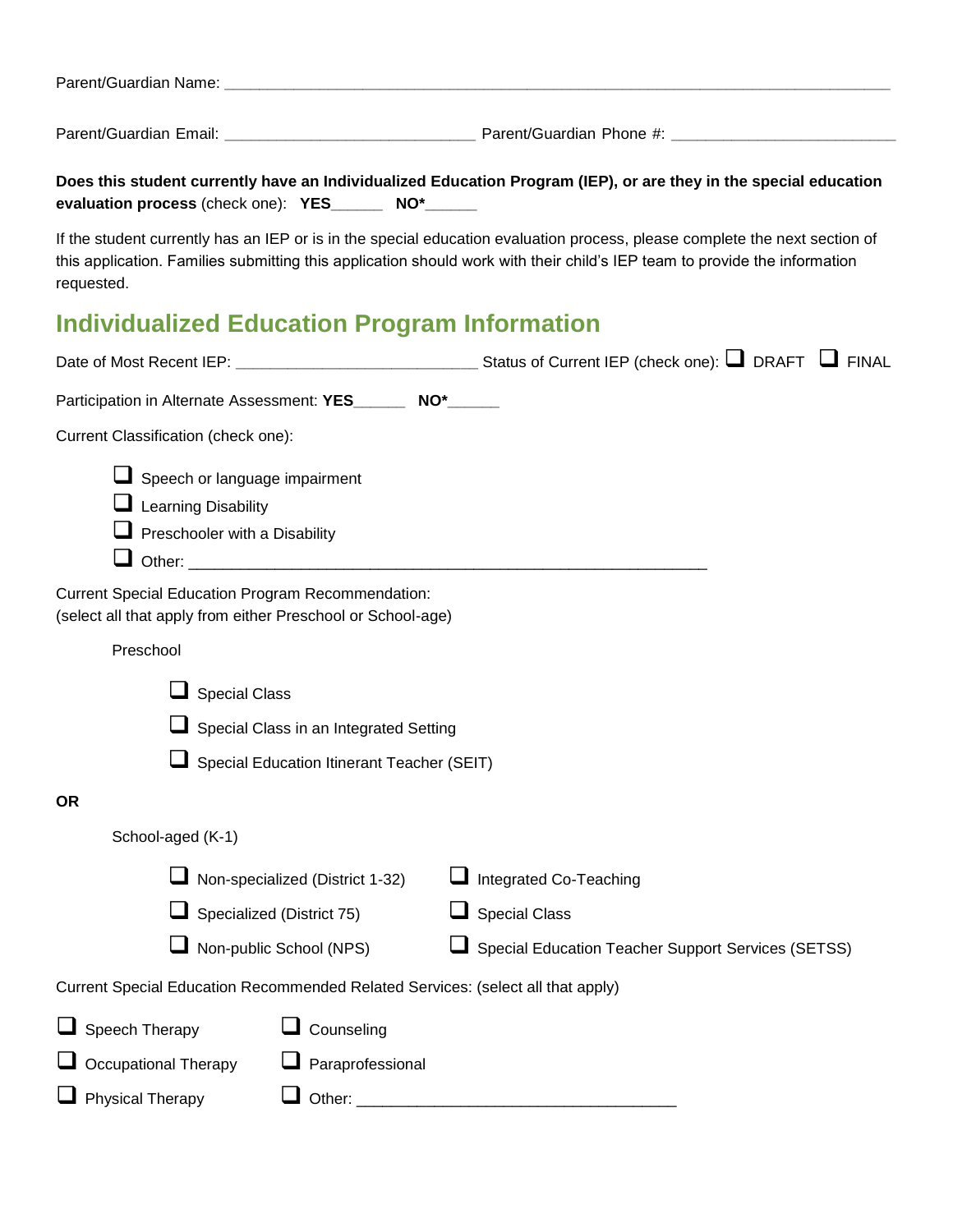Parent/Guardian Name: ___________________________________________________________________________

Parent/Guardian Email: ____________________________ Parent/Guardian Phone #: _________________________

**Does this student currently have an Individualized Education Program (IEP), or are they in the special education evaluation process** (check one): **YES**______ **NO***______

If the student currently has an IEP or is in the special education evaluation process, please complete the next section of this application. Families submitting this application should work with their child's IEP team to provide the information requested.

## Individualized Education Program Information

Date of Most Recent IEP: ___________________________ Status of Current IEP (check one): ❑ DRAFT ❑ FINAL

Participation in Alternate Assessment: **YES**______ **NO***______

Current Classification (check one):

- ❑ Speech or language impairment
- ❑ Learning Disability
- ❑ Preschooler with a Disability
- ❑ Other: ___________________________________________________________

Current Special Education Program Recommendation:
(select all that apply from either Preschool or School-age)

Preschool

- ❑ Special Class
- ❑ Special Class in an Integrated Setting
- ❑ Special Education Itinerant Teacher (SEIT)

**OR**

School-aged (K-1)

- ❑ Non-specialized (District 1-32)
- ❑ Specialized (District 75)
- ❑ Non-public School (NPS)
- ❑ Integrated Co-Teaching
- ❑ Special Class
- ❑ Special Education Teacher Support Services (SETSS)

Current Special Education Recommended Related Services: (select all that apply)

- ❑ Speech Therapy
- ❑ Occupational Therapy
- ❑ Physical Therapy
- ❑ Counseling
- ❑ Paraprofessional
- ❑ Other: ____________________________________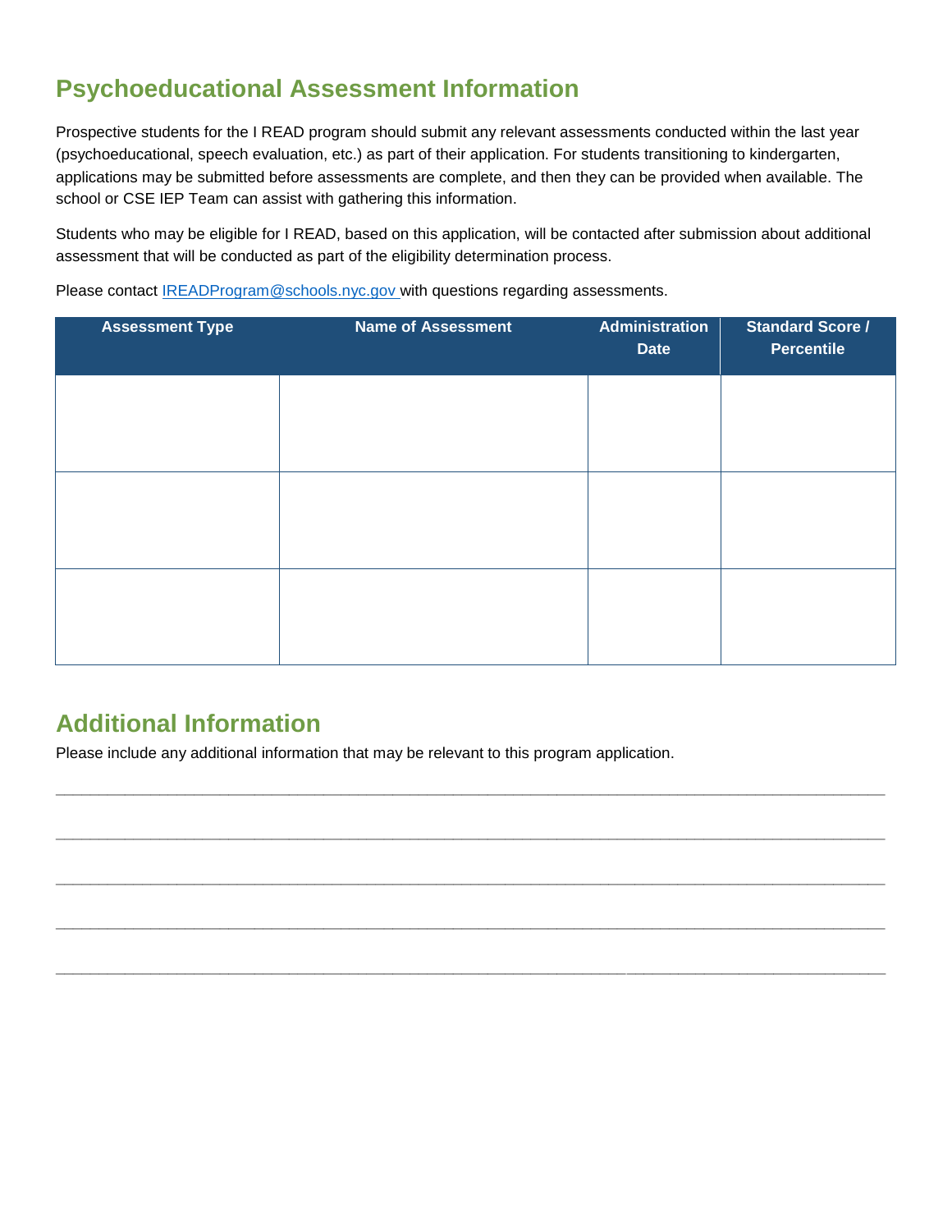## Psychoeducational Assessment Information

Prospective students for the I READ program should submit any relevant assessments conducted within the last year (psychoeducational, speech evaluation, etc.) as part of their application. For students transitioning to kindergarten, applications may be submitted before assessments are complete, and then they can be provided when available. The school or CSE IEP Team can assist with gathering this information.

Students who may be eligible for I READ, based on this application, will be contacted after submission about additional assessment that will be conducted as part of the eligibility determination process.

Please contact IREADProgram@schools.nyc.gov with questions regarding assessments.

| Assessment Type | Name of Assessment | Administration Date | Standard Score / Percentile |
|---|---|---|---|
| | | | |
| | | | |
| | | | |

## Additional Information

Please include any additional information that may be relevant to this program application.

______________________________________________________________________________

______________________________________________________________________________

______________________________________________________________________________

______________________________________________________________________________

______________________________________________________________________________